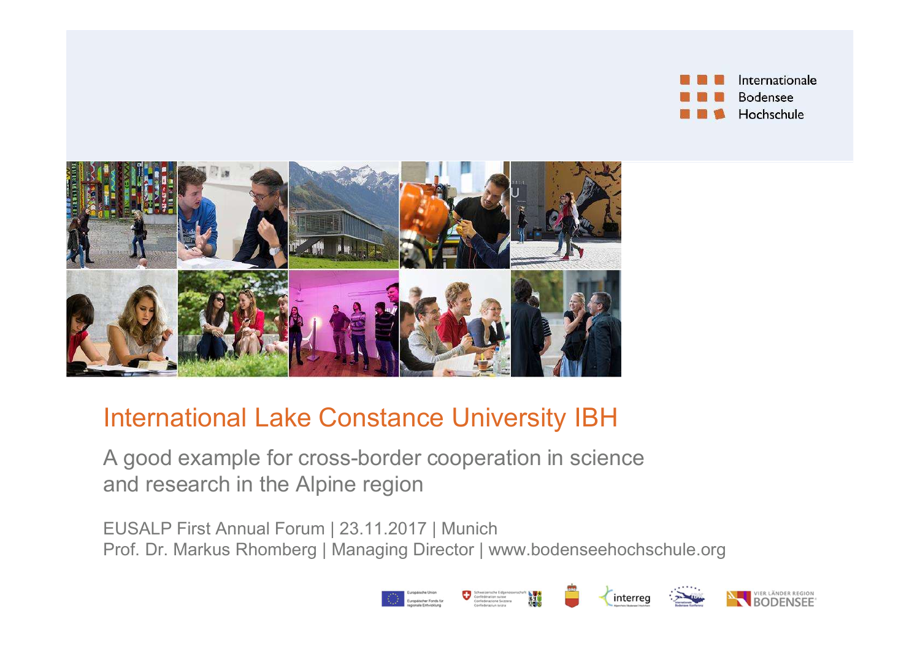Internationale
Bodensee
Hochschule

# International Lake Constance University IBH

## A good example for cross-border cooperation in science and research in the Alpine region

EUSALP First Annual Forum | 23.11.2017 | Munich

Prof. Dr. Markus Rhomberg | Managing Director | www.bodenseehochschule.org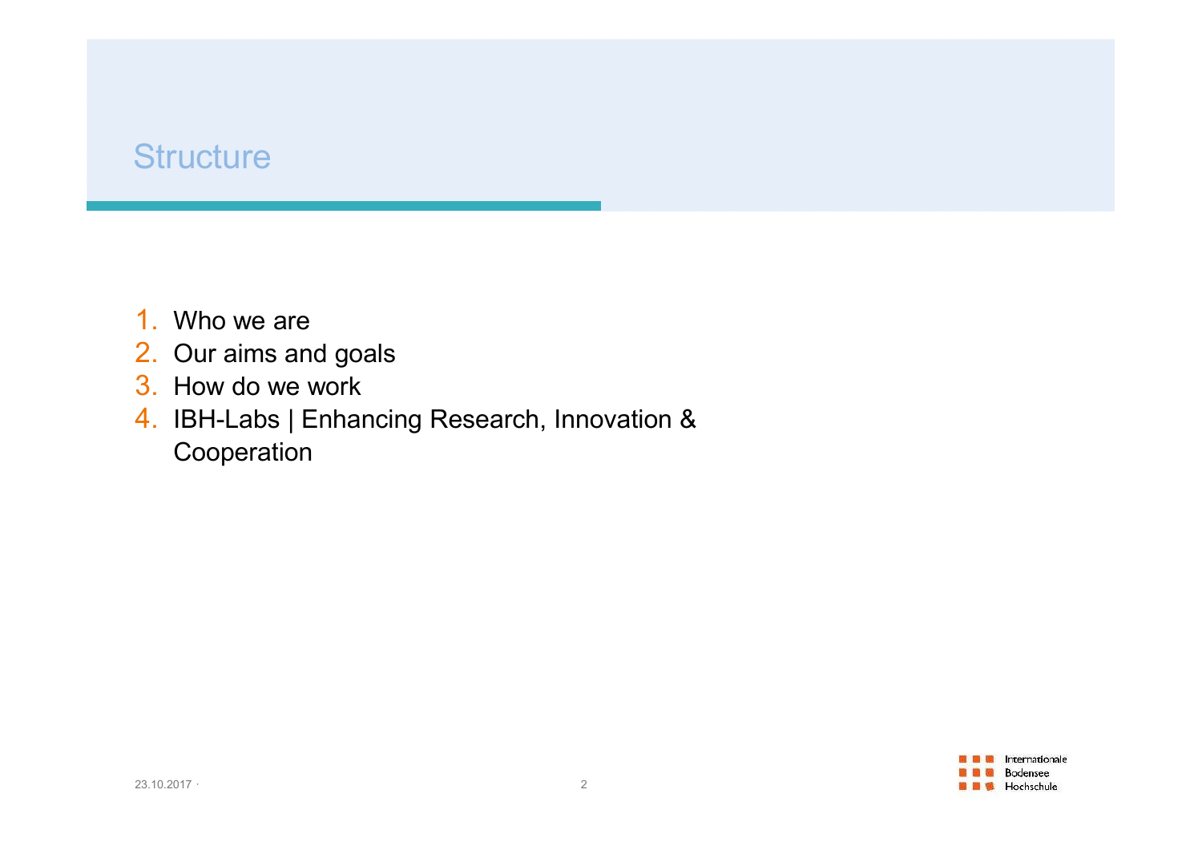# Structure

1. Who we are
2. Our aims and goals
3. How do we work
4. IBH-Labs | Enhancing Research, Innovation & Cooperation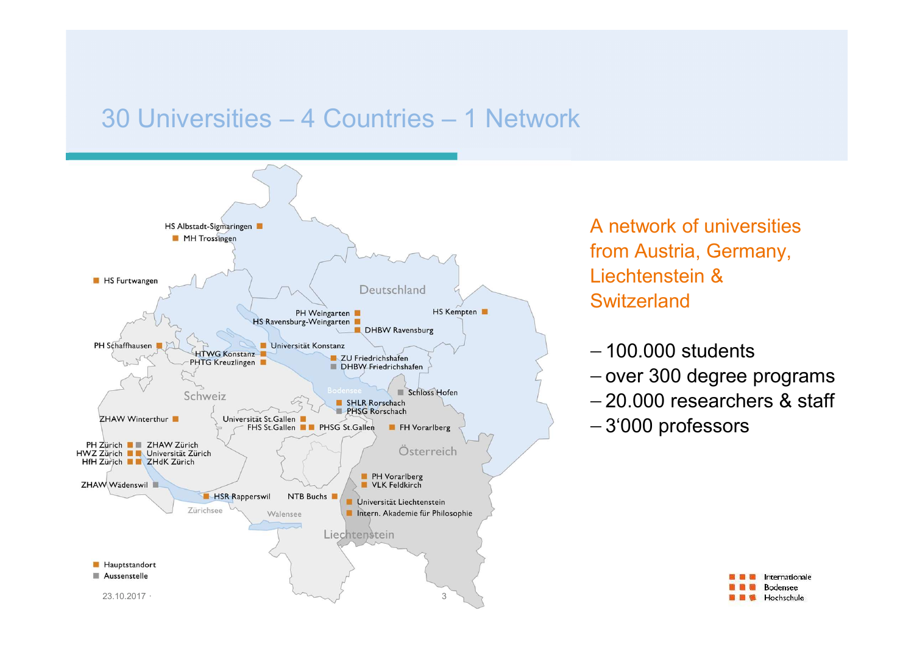# 30 Universities – 4 Countries – 1 Network

HS Albstadt-Sigmaringen
MH Trossingen
HS Furtwangen
Deutschland
PH Weingarten
HS Ravensburg-Weingarten
HS Kempten
DHBW Ravensburg
PH Schaffhausen
Universität Konstanz
HTWG Konstanz
PHTG Kreuzlingen
ZU Friedrichshafen
DHBW Friedrichshafen
Bodensee
Schloss Hofen
Schweiz
SHLR Rorschach
PHSG Rorschach
ZHAW Winterthur
Universität St.Gallen
FHS St.Gallen
PHSG St.Gallen
FH Vorarlberg
PH Zürich
HWZ Zürich
HfH Zürich
ZHAW Zürich
Universität Zürich
ZHdK Zürich
Österreich
PH Vorarlberg
VLK Feldkirch
ZHAW Wädenswil
HSR Rapperswil
NTB Buchs
Universität Liechtenstein
Intern. Akademie für Philosophie
Zürichsee
Walensee
Liechtenstein

Hauptstandort
Aussenstelle

A network of universities from Austria, Germany, Liechtenstein & Switzerland

- 100.000 students
- over 300 degree programs
- 20.000 researchers & staff
- 3‘000 professors

Internationale Bodensee Hochschule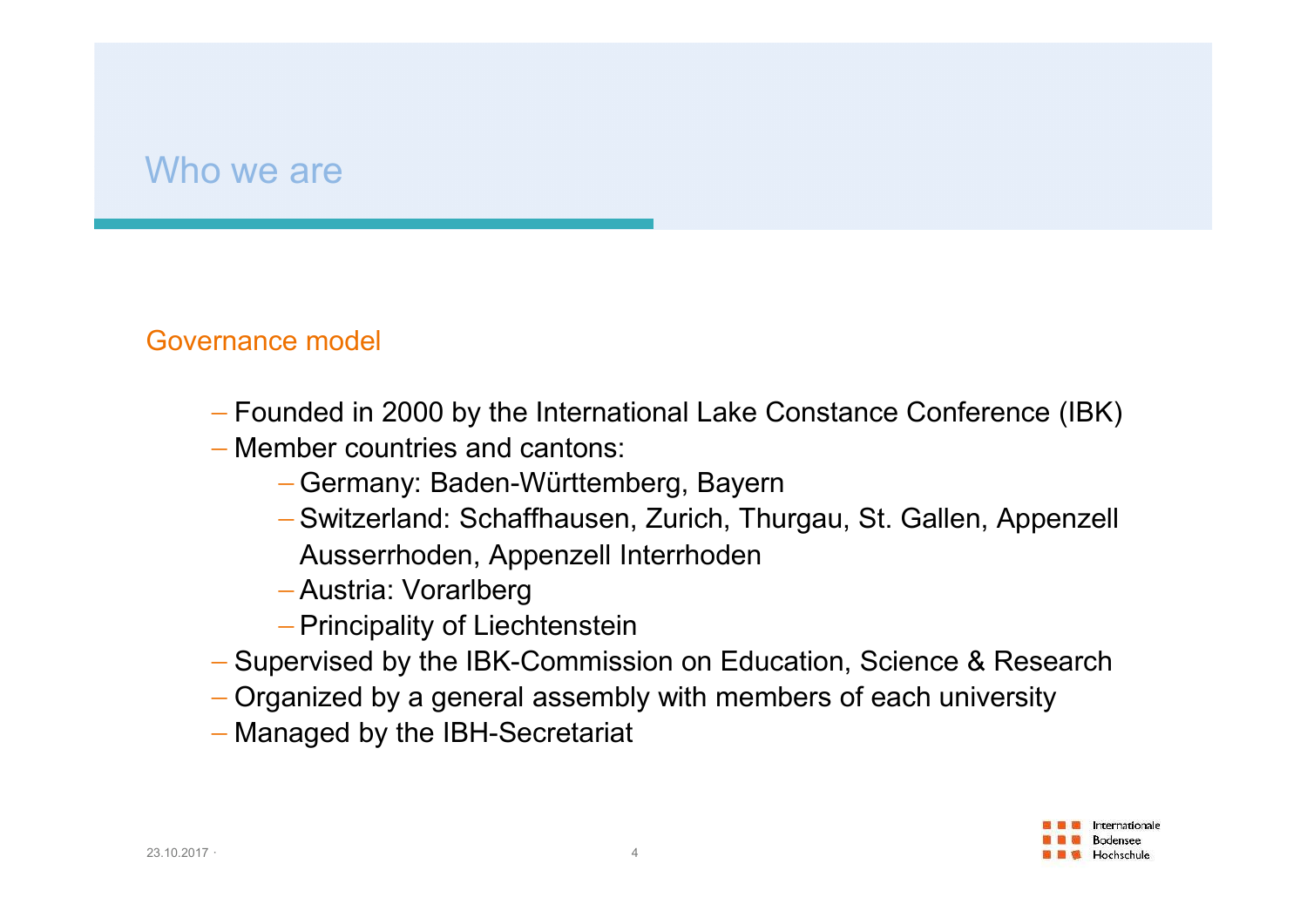# Who we are

## Governance model

- Founded in 2000 by the International Lake Constance Conference (IBK)
- Member countries and cantons:
  - Germany: Baden-Württemberg, Bayern
  - Switzerland: Schaffhausen, Zurich, Thurgau, St. Gallen, Appenzell Ausserrhoden, Appenzell Interrhoden
  - Austria: Vorarlberg
  - Principality of Liechtenstein
- Supervised by the IBK-Commission on Education, Science & Research
- Organized by a general assembly with members of each university
- Managed by the IBH-Secretariat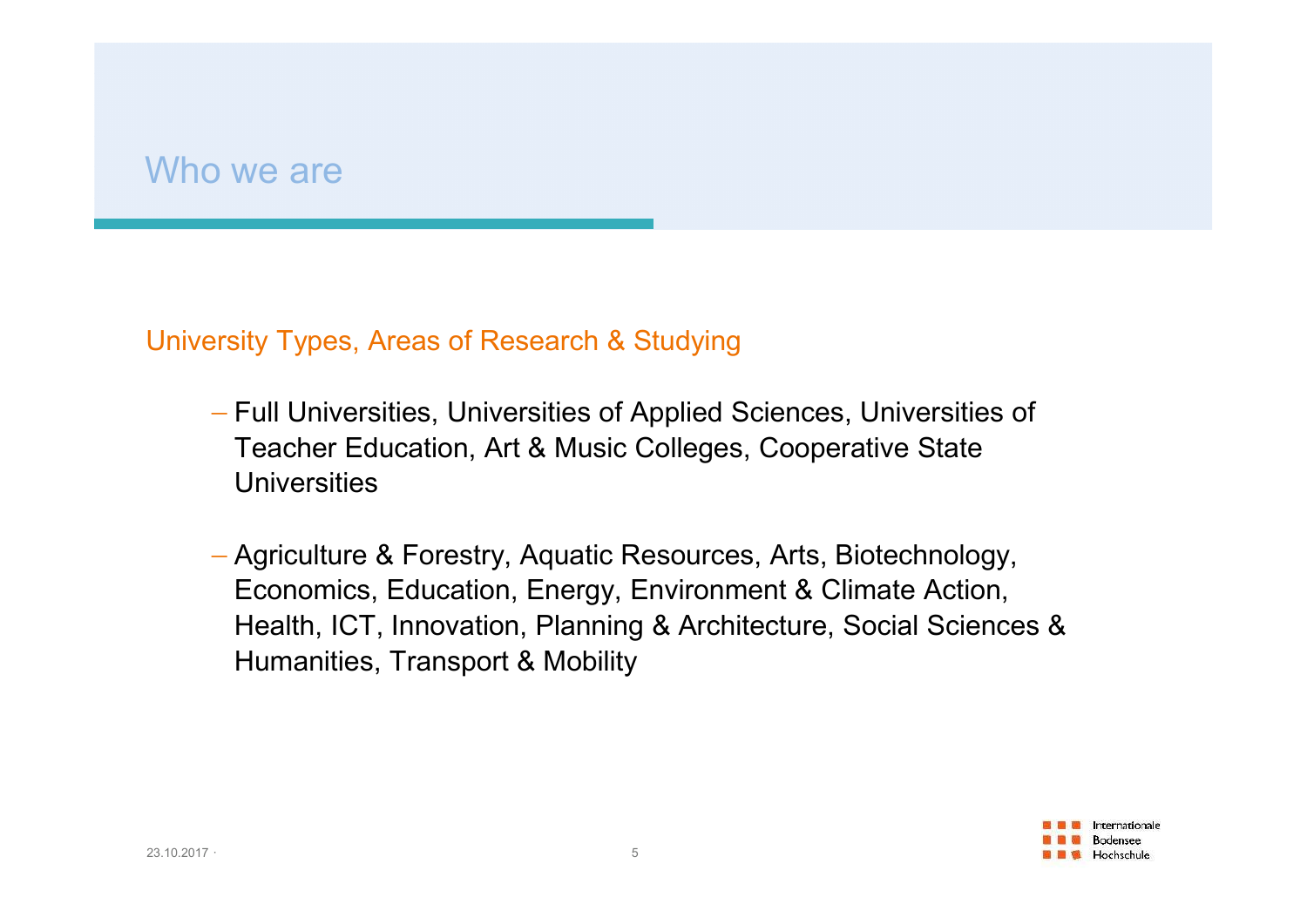# Who we are

## University Types, Areas of Research & Studying

- Full Universities, Universities of Applied Sciences, Universities of Teacher Education, Art & Music Colleges, Cooperative State Universities

- Agriculture & Forestry, Aquatic Resources, Arts, Biotechnology, Economics, Education, Energy, Environment & Climate Action, Health, ICT, Innovation, Planning & Architecture, Social Sciences & Humanities, Transport & Mobility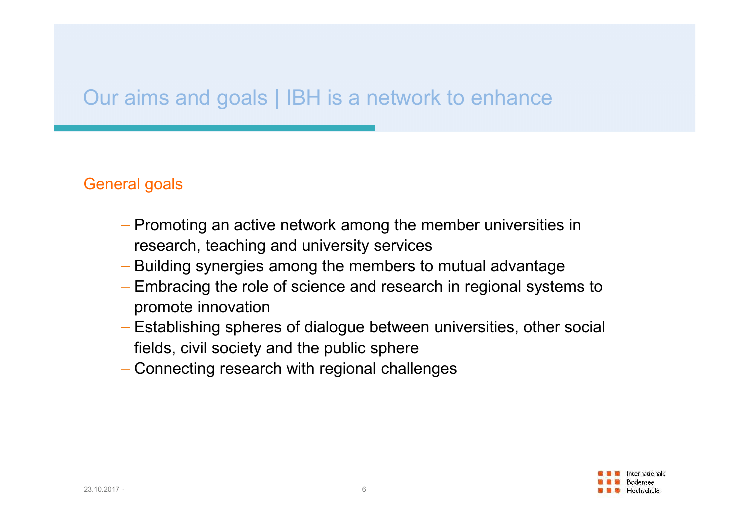# Our aims and goals | IBH is a network to enhance

## General goals

- Promoting an active network among the member universities in research, teaching and university services
- Building synergies among the members to mutual advantage
- Embracing the role of science and research in regional systems to promote innovation
- Establishing spheres of dialogue between universities, other social fields, civil society and the public sphere
- Connecting research with regional challenges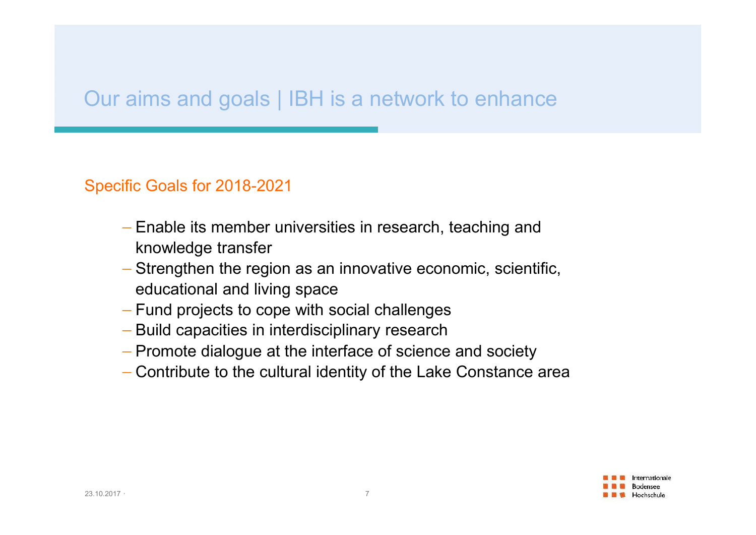# Our aims and goals | IBH is a network to enhance

## Specific Goals for 2018-2021

- Enable its member universities in research, teaching and knowledge transfer
- Strengthen the region as an innovative economic, scientific, educational and living space
- Fund projects to cope with social challenges
- Build capacities in interdisciplinary research
- Promote dialogue at the interface of science and society
- Contribute to the cultural identity of the Lake Constance area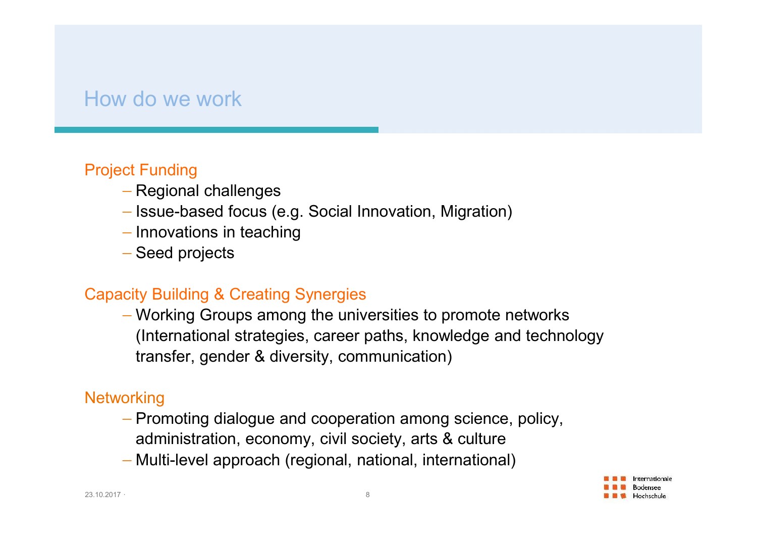# How do we work

## Project Funding

- Regional challenges
- Issue-based focus (e.g. Social Innovation, Migration)
- Innovations in teaching
- Seed projects

## Capacity Building & Creating Synergies

- Working Groups among the universities to promote networks (International strategies, career paths, knowledge and technology transfer, gender & diversity, communication)

## Networking

- Promoting dialogue and cooperation among science, policy, administration, economy, civil society, arts & culture
- Multi-level approach (regional, national, international)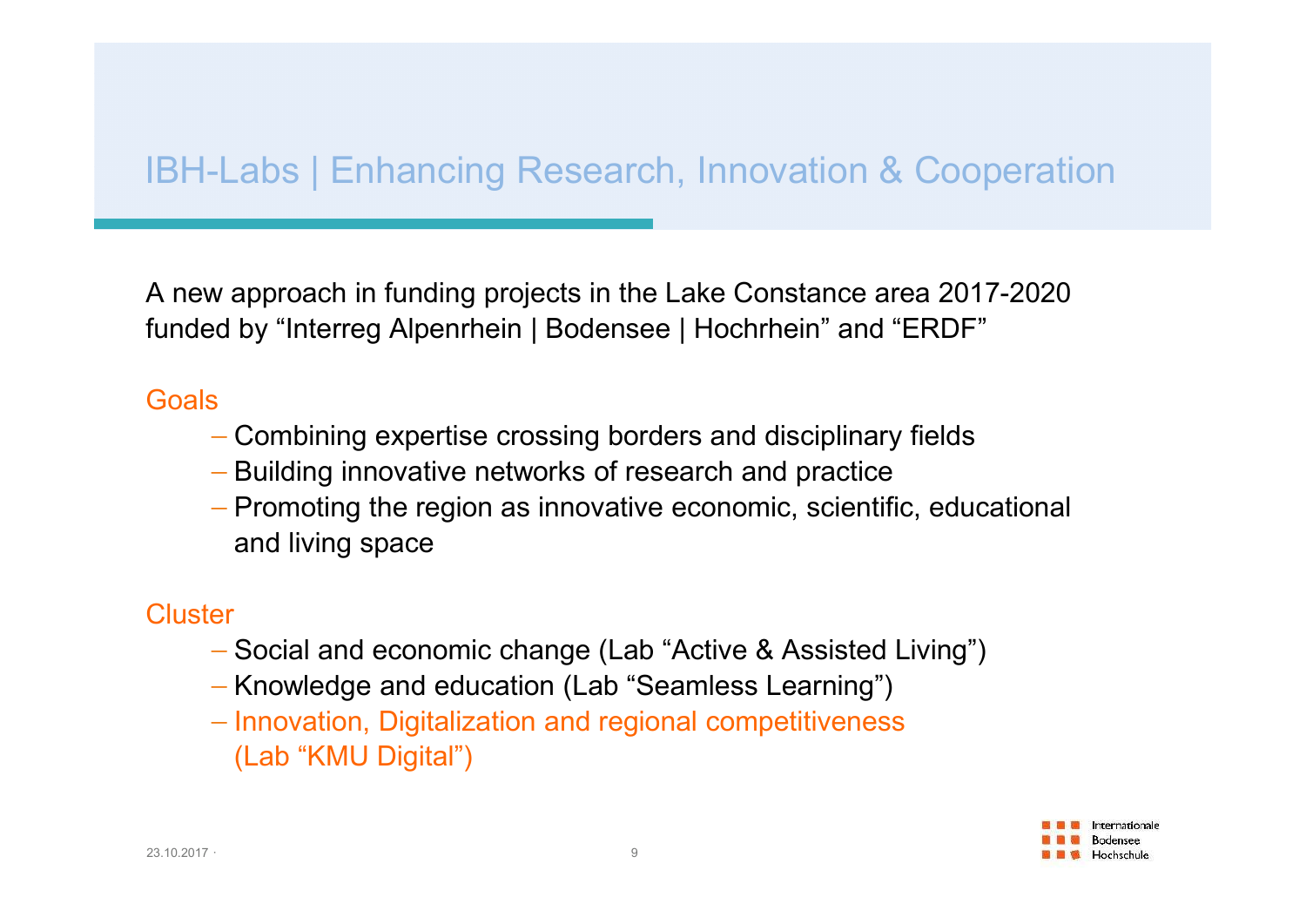# IBH-Labs | Enhancing Research, Innovation & Cooperation

A new approach in funding projects in the Lake Constance area 2017-2020 funded by “Interreg Alpenrhein | Bodensee | Hochrhein” and “ERDF”

## Goals

- Combining expertise crossing borders and disciplinary fields
- Building innovative networks of research and practice
- Promoting the region as innovative economic, scientific, educational and living space

## Cluster

- Social and economic change (Lab “Active & Assisted Living”)
- Knowledge and education (Lab “Seamless Learning”)
- Innovation, Digitalization and regional competitiveness (Lab “KMU Digital”)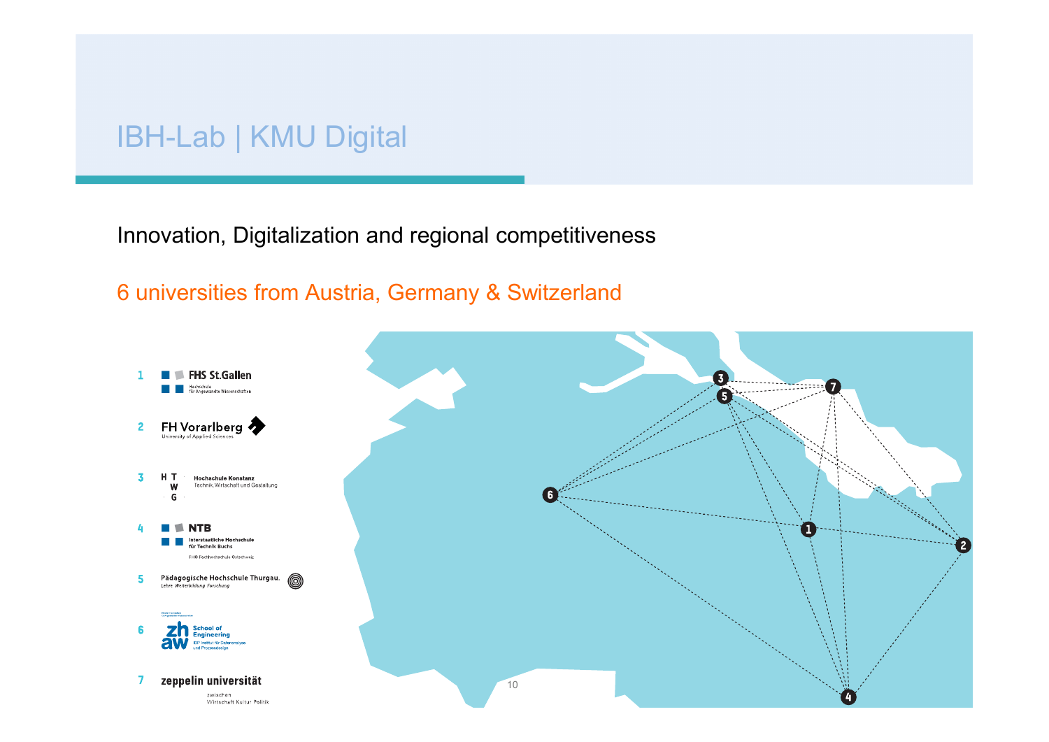# IBH-Lab | KMU Digital

Innovation, Digitalization and regional competitiveness

6 universities from Austria, Germany & Switzerland

1. FHS St.Gallen – Hochschule für Angewandte Wissenschaften
2. FH Vorarlberg – University of Applied Sciences
3. HTWG Hochschule Konstanz – Technik, Wirtschaft und Gestaltung
4. NTB Interstaatliche Hochschule für Technik Buchs – FHO Fachhochschule Ostschweiz
5. Pädagogische Hochschule Thurgau. – Lehre Weiterbildung Forschung
6. zhaw School of Engineering – IDP Institut für Datenanalyse und Prozessdesign
7. zeppelin universität – zwischen Wirtschaft Kultur Politik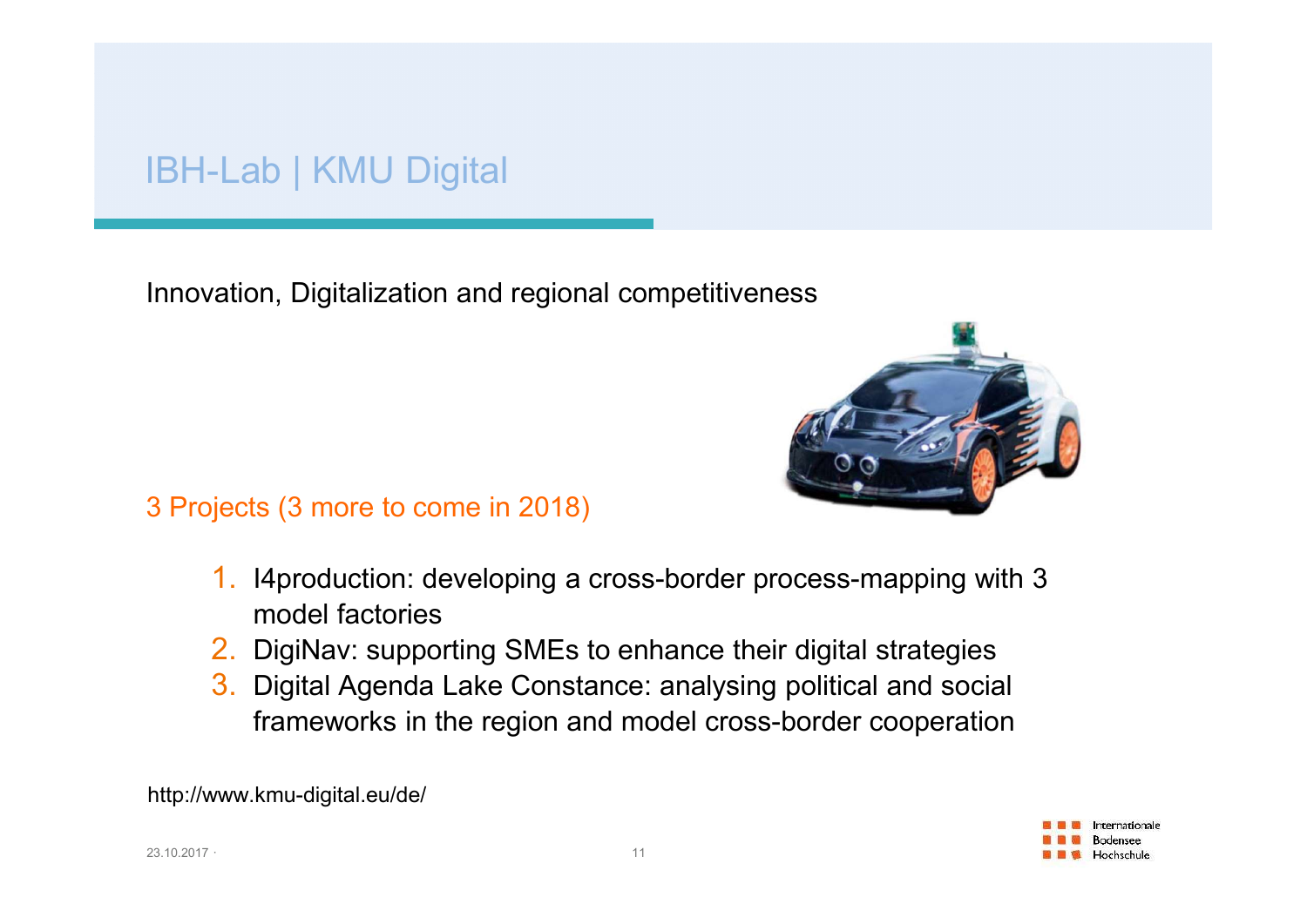# IBH-Lab | KMU Digital

Innovation, Digitalization and regional competitiveness

3 Projects (3 more to come in 2018)

1. I4production: developing a cross-border process-mapping with 3 model factories
2. DigiNav: supporting SMEs to enhance their digital strategies
3. Digital Agenda Lake Constance: analysing political and social frameworks in the region and model cross-border cooperation

http://www.kmu-digital.eu/de/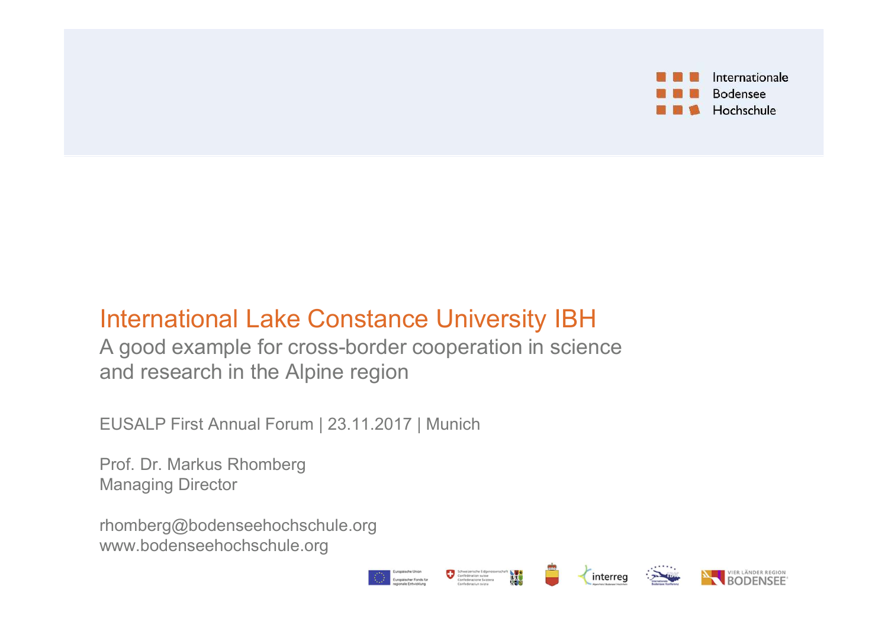Internationale
Bodensee
Hochschule

# International Lake Constance University IBH

A good example for cross-border cooperation in science and research in the Alpine region

EUSALP First Annual Forum | 23.11.2017 | Munich

Prof. Dr. Markus Rhomberg
Managing Director

rhomberg@bodenseehochschule.org
www.bodenseehochschule.org